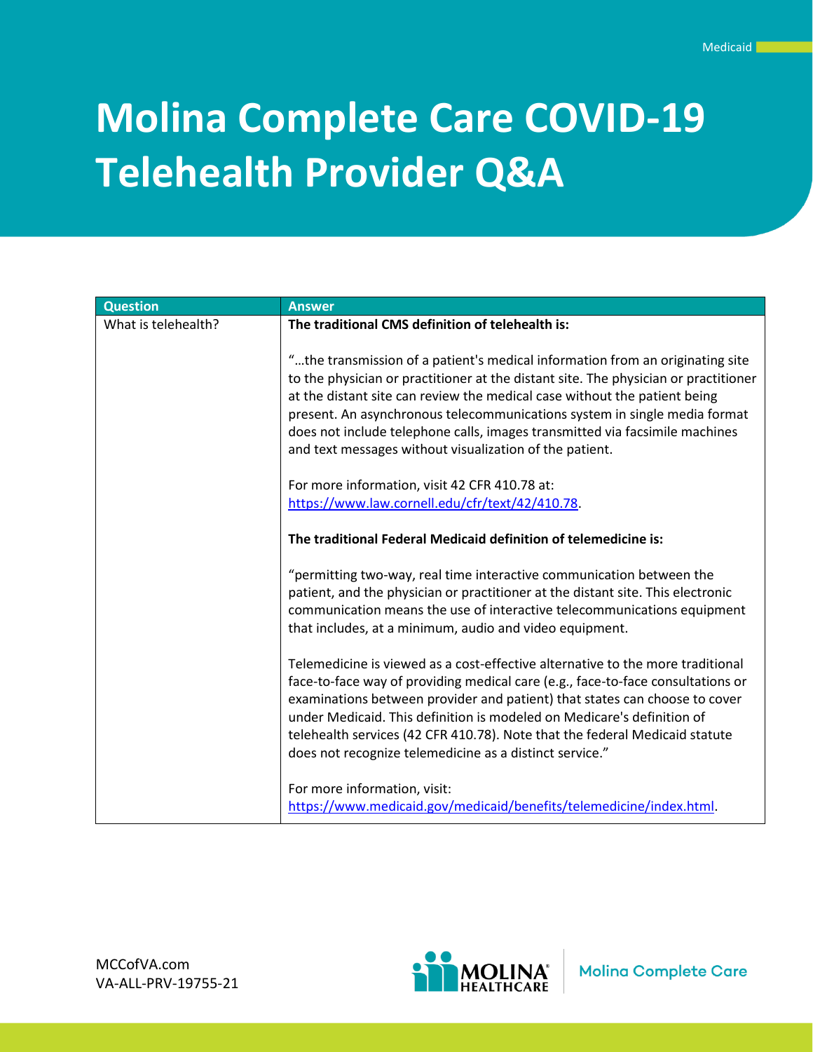Medicaid

# Molina Complete Care COVID-19 Telehealth Provider Q&A

| Question | Answer |
|---|---|
| What is telehealth? | **The traditional CMS definition of telehealth is:**<br><br>"…the transmission of a patient's medical information from an originating site to the physician or practitioner at the distant site. The physician or practitioner at the distant site can review the medical case without the patient being present. An asynchronous telecommunications system in single media format does not include telephone calls, images transmitted via facsimile machines and text messages without visualization of the patient.<br><br>For more information, visit 42 CFR 410.78 at: https://www.law.cornell.edu/cfr/text/42/410.78.<br><br>**The traditional Federal Medicaid definition of telemedicine is:**<br><br>"permitting two-way, real time interactive communication between the patient, and the physician or practitioner at the distant site. This electronic communication means the use of interactive telecommunications equipment that includes, at a minimum, audio and video equipment.<br><br>Telemedicine is viewed as a cost-effective alternative to the more traditional face-to-face way of providing medical care (e.g., face-to-face consultations or examinations between provider and patient) that states can choose to cover under Medicaid. This definition is modeled on Medicare's definition of telehealth services (42 CFR 410.78). Note that the federal Medicaid statute does not recognize telemedicine as a distinct service."<br><br>For more information, visit: https://www.medicaid.gov/medicaid/benefits/telemedicine/index.html. |

MCCofVA.com
VA-ALL-PRV-19755-21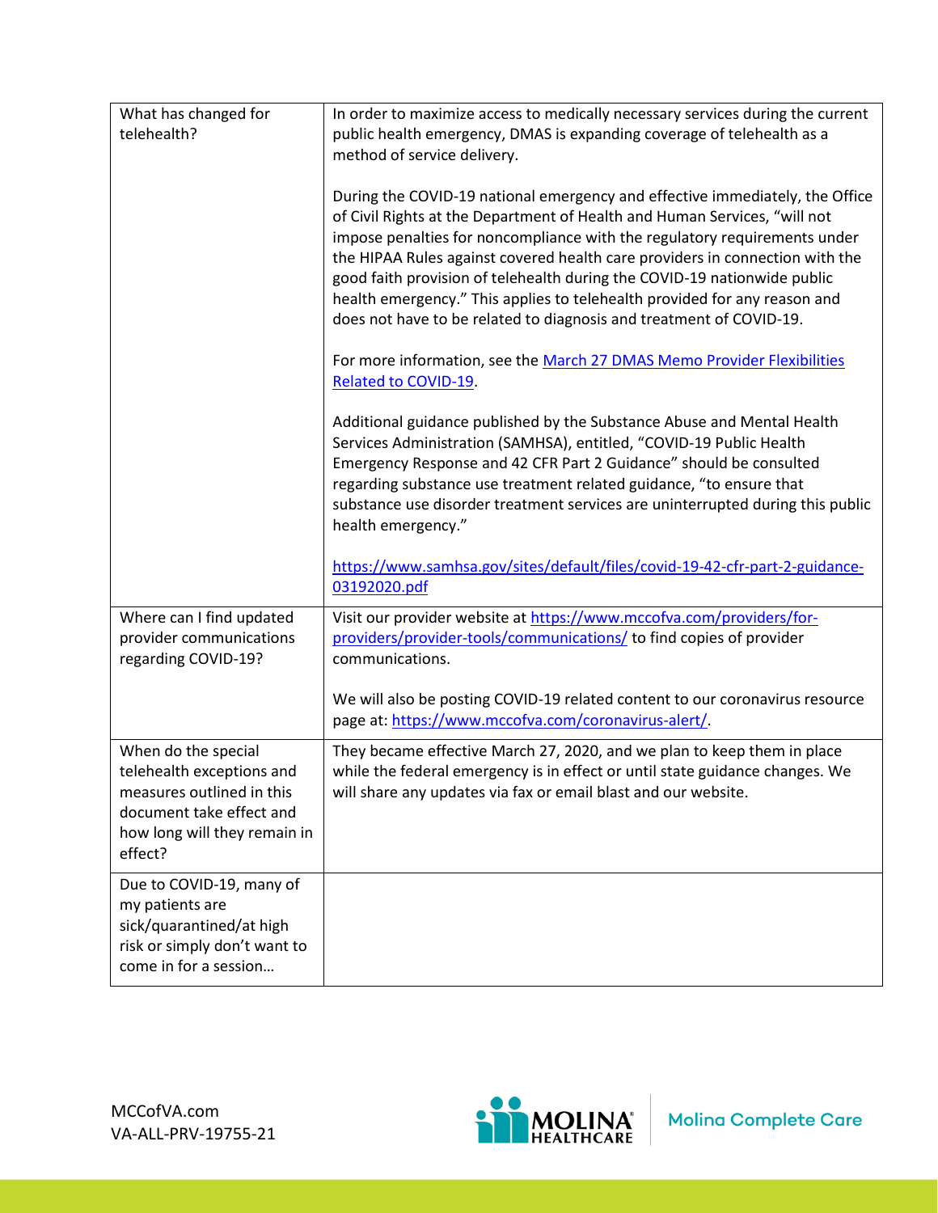| | |
|---|---|
| What has changed for telehealth? | In order to maximize access to medically necessary services during the current public health emergency, DMAS is expanding coverage of telehealth as a method of service delivery.<br><br>During the COVID-19 national emergency and effective immediately, the Office of Civil Rights at the Department of Health and Human Services, "will not impose penalties for noncompliance with the regulatory requirements under the HIPAA Rules against covered health care providers in connection with the good faith provision of telehealth during the COVID-19 nationwide public health emergency." This applies to telehealth provided for any reason and does not have to be related to diagnosis and treatment of COVID-19.<br><br>For more information, see the March 27 DMAS Memo Provider Flexibilities Related to COVID-19.<br><br>Additional guidance published by the Substance Abuse and Mental Health Services Administration (SAMHSA), entitled, "COVID-19 Public Health Emergency Response and 42 CFR Part 2 Guidance" should be consulted regarding substance use treatment related guidance, "to ensure that substance use disorder treatment services are uninterrupted during this public health emergency."<br><br>https://www.samhsa.gov/sites/default/files/covid-19-42-cfr-part-2-guidance-03192020.pdf |
| Where can I find updated provider communications regarding COVID-19? | Visit our provider website at https://www.mccofva.com/providers/for-providers/provider-tools/communications/ to find copies of provider communications.<br><br>We will also be posting COVID-19 related content to our coronavirus resource page at: https://www.mccofva.com/coronavirus-alert/. |
| When do the special telehealth exceptions and measures outlined in this document take effect and how long will they remain in effect? | They became effective March 27, 2020, and we plan to keep them in place while the federal emergency is in effect or until state guidance changes. We will share any updates via fax or email blast and our website. |
| Due to COVID-19, many of my patients are sick/quarantined/at high risk or simply don't want to come in for a session… | |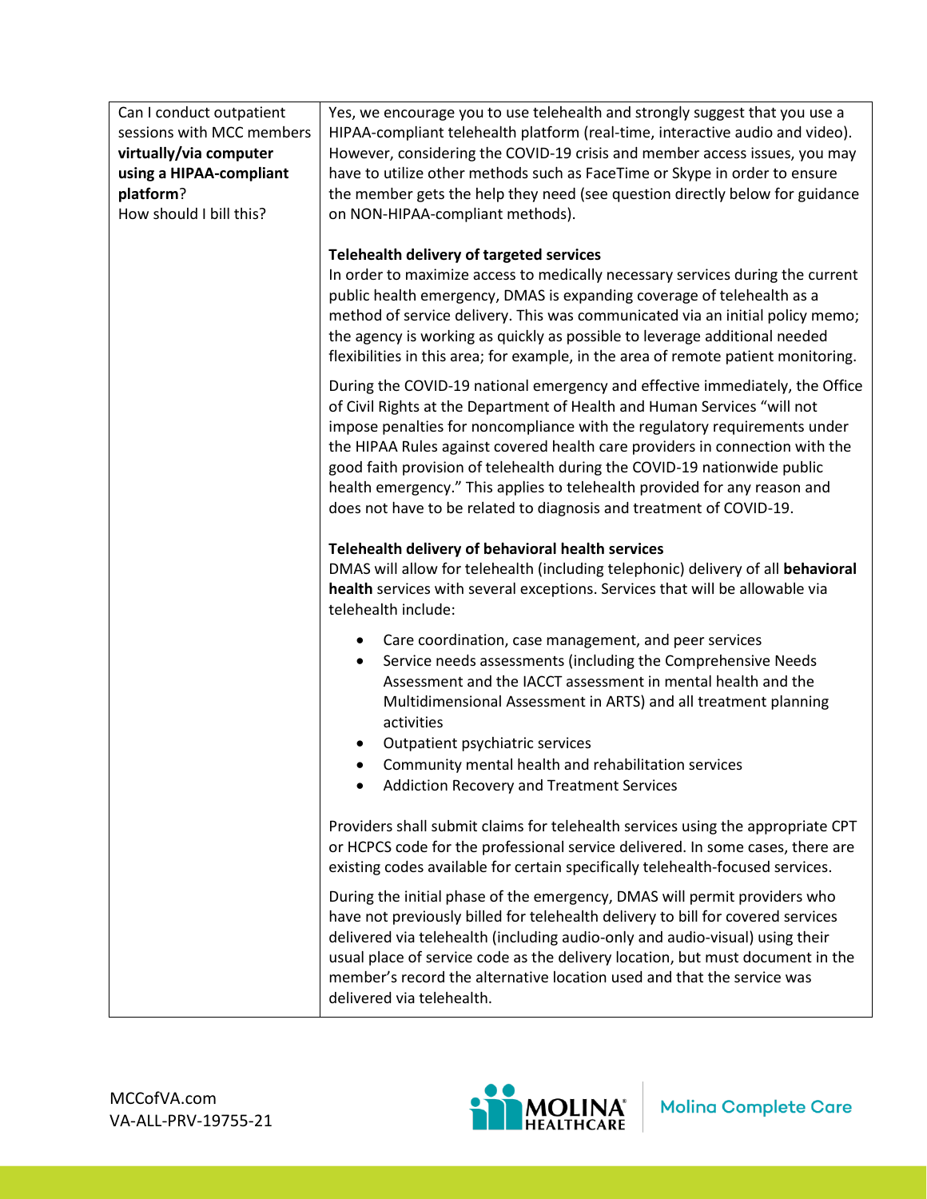| Can I conduct outpatient sessions with MCC members **virtually/via computer using a HIPAA-compliant platform**? How should I bill this? | Yes, we encourage you to use telehealth and strongly suggest that you use a HIPAA-compliant telehealth platform (real-time, interactive audio and video). However, considering the COVID-19 crisis and member access issues, you may have to utilize other methods such as FaceTime or Skype in order to ensure the member gets the help they need (see question directly below for guidance on NON-HIPAA-compliant methods).<br><br>**Telehealth delivery of targeted services**<br>In order to maximize access to medically necessary services during the current public health emergency, DMAS is expanding coverage of telehealth as a method of service delivery. This was communicated via an initial policy memo; the agency is working as quickly as possible to leverage additional needed flexibilities in this area; for example, in the area of remote patient monitoring.<br><br>During the COVID-19 national emergency and effective immediately, the Office of Civil Rights at the Department of Health and Human Services "will not impose penalties for noncompliance with the regulatory requirements under the HIPAA Rules against covered health care providers in connection with the good faith provision of telehealth during the COVID-19 nationwide public health emergency." This applies to telehealth provided for any reason and does not have to be related to diagnosis and treatment of COVID-19.<br><br>**Telehealth delivery of behavioral health services**<br>DMAS will allow for telehealth (including telephonic) delivery of all **behavioral health** services with several exceptions. Services that will be allowable via telehealth include:<br>• Care coordination, case management, and peer services<br>• Service needs assessments (including the Comprehensive Needs Assessment and the IACCT assessment in mental health and the Multidimensional Assessment in ARTS) and all treatment planning activities<br>• Outpatient psychiatric services<br>• Community mental health and rehabilitation services<br>• Addiction Recovery and Treatment Services<br><br>Providers shall submit claims for telehealth services using the appropriate CPT or HCPCS code for the professional service delivered. In some cases, there are existing codes available for certain specifically telehealth-focused services.<br><br>During the initial phase of the emergency, DMAS will permit providers who have not previously billed for telehealth delivery to bill for covered services delivered via telehealth (including audio-only and audio-visual) using their usual place of service code as the delivery location, but must document in the member's record the alternative location used and that the service was delivered via telehealth. |
|---|---|

MCCofVA.com
VA-ALL-PRV-19755-21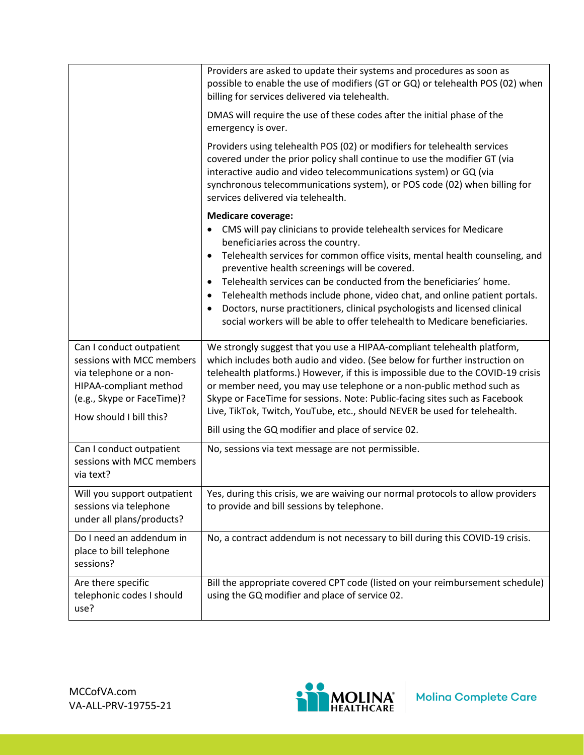| | |
|---|---|
| | Providers are asked to update their systems and procedures as soon as possible to enable the use of modifiers (GT or GQ) or telehealth POS (02) when billing for services delivered via telehealth.<br><br>DMAS will require the use of these codes after the initial phase of the emergency is over.<br><br>Providers using telehealth POS (02) or modifiers for telehealth services covered under the prior policy shall continue to use the modifier GT (via interactive audio and video telecommunications system) or GQ (via synchronous telecommunications system), or POS code (02) when billing for services delivered via telehealth.<br><br>**Medicare coverage:**<br>• CMS will pay clinicians to provide telehealth services for Medicare beneficiaries across the country.<br>• Telehealth services for common office visits, mental health counseling, and preventive health screenings will be covered.<br>• Telehealth services can be conducted from the beneficiaries' home.<br>• Telehealth methods include phone, video chat, and online patient portals.<br>• Doctors, nurse practitioners, clinical psychologists and licensed clinical social workers will be able to offer telehealth to Medicare beneficiaries. |
| Can I conduct outpatient sessions with MCC members via telephone or a non-HIPAA-compliant method (e.g., Skype or FaceTime)?<br><br>How should I bill this? | We strongly suggest that you use a HIPAA-compliant telehealth platform, which includes both audio and video. (See below for further instruction on telehealth platforms.) However, if this is impossible due to the COVID-19 crisis or member need, you may use telephone or a non-public method such as Skype or FaceTime for sessions. Note: Public-facing sites such as Facebook Live, TikTok, Twitch, YouTube, etc., should NEVER be used for telehealth.<br><br>Bill using the GQ modifier and place of service 02. |
| Can I conduct outpatient sessions with MCC members via text? | No, sessions via text message are not permissible. |
| Will you support outpatient sessions via telephone under all plans/products? | Yes, during this crisis, we are waiving our normal protocols to allow providers to provide and bill sessions by telephone. |
| Do I need an addendum in place to bill telephone sessions? | No, a contract addendum is not necessary to bill during this COVID-19 crisis. |
| Are there specific telephonic codes I should use? | Bill the appropriate covered CPT code (listed on your reimbursement schedule) using the GQ modifier and place of service 02. |

MCCofVA.com
VA-ALL-PRV-19755-21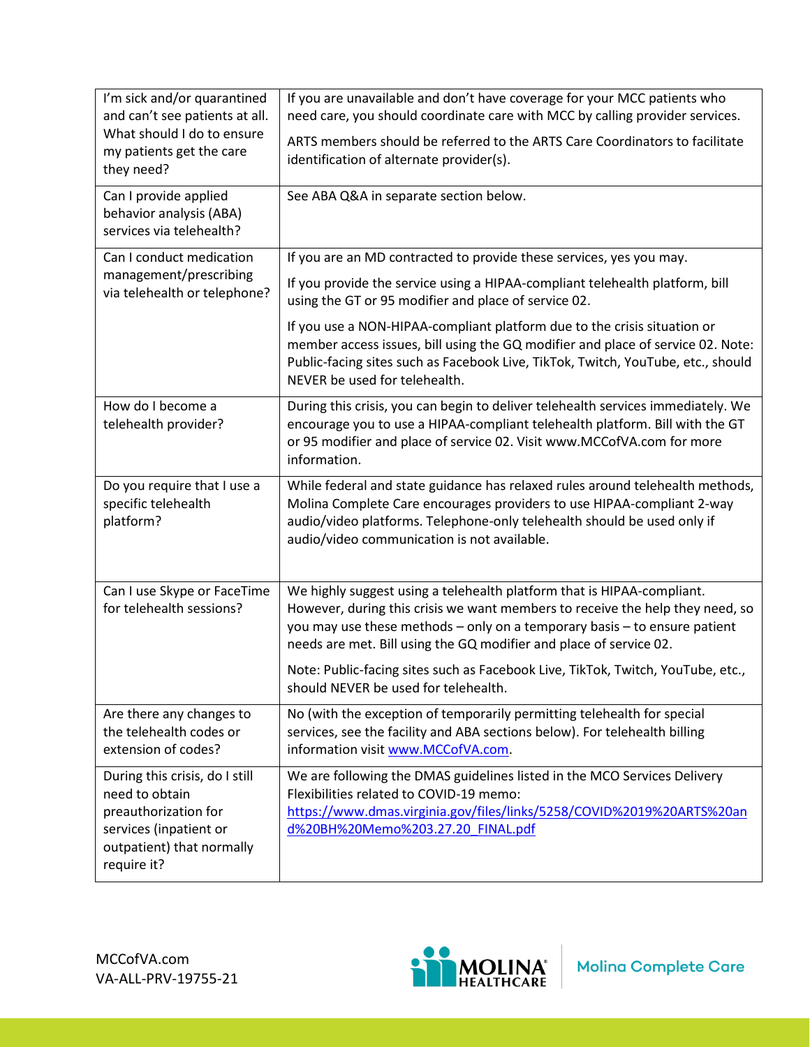| | |
|---|---|
| I'm sick and/or quarantined and can't see patients at all. What should I do to ensure my patients get the care they need? | If you are unavailable and don't have coverage for your MCC patients who need care, you should coordinate care with MCC by calling provider services.<br><br>ARTS members should be referred to the ARTS Care Coordinators to facilitate identification of alternate provider(s). |
| Can I provide applied behavior analysis (ABA) services via telehealth? | See ABA Q&A in separate section below. |
| Can I conduct medication management/prescribing via telehealth or telephone? | If you are an MD contracted to provide these services, yes you may.<br><br>If you provide the service using a HIPAA-compliant telehealth platform, bill using the GT or 95 modifier and place of service 02.<br><br>If you use a NON-HIPAA-compliant platform due to the crisis situation or member access issues, bill using the GQ modifier and place of service 02. Note: Public-facing sites such as Facebook Live, TikTok, Twitch, YouTube, etc., should NEVER be used for telehealth. |
| How do I become a telehealth provider? | During this crisis, you can begin to deliver telehealth services immediately. We encourage you to use a HIPAA-compliant telehealth platform. Bill with the GT or 95 modifier and place of service 02. Visit www.MCCofVA.com for more information. |
| Do you require that I use a specific telehealth platform? | While federal and state guidance has relaxed rules around telehealth methods, Molina Complete Care encourages providers to use HIPAA-compliant 2-way audio/video platforms. Telephone-only telehealth should be used only if audio/video communication is not available. |
| Can I use Skype or FaceTime for telehealth sessions? | We highly suggest using a telehealth platform that is HIPAA-compliant. However, during this crisis we want members to receive the help they need, so you may use these methods – only on a temporary basis – to ensure patient needs are met. Bill using the GQ modifier and place of service 02.<br><br>Note: Public-facing sites such as Facebook Live, TikTok, Twitch, YouTube, etc., should NEVER be used for telehealth. |
| Are there any changes to the telehealth codes or extension of codes? | No (with the exception of temporarily permitting telehealth for special services, see the facility and ABA sections below). For telehealth billing information visit [www.MCCofVA.com](www.MCCofVA.com). |
| During this crisis, do I still need to obtain preauthorization for services (inpatient or outpatient) that normally require it? | We are following the DMAS guidelines listed in the MCO Services Delivery Flexibilities related to COVID-19 memo: [https://www.dmas.virginia.gov/files/links/5258/COVID%2019%20ARTS%20and%20BH%20Memo%203.27.20_FINAL.pdf](https://www.dmas.virginia.gov/files/links/5258/COVID%2019%20ARTS%20and%20BH%20Memo%203.27.20_FINAL.pdf) |

MCCofVA.com
VA-ALL-PRV-19755-21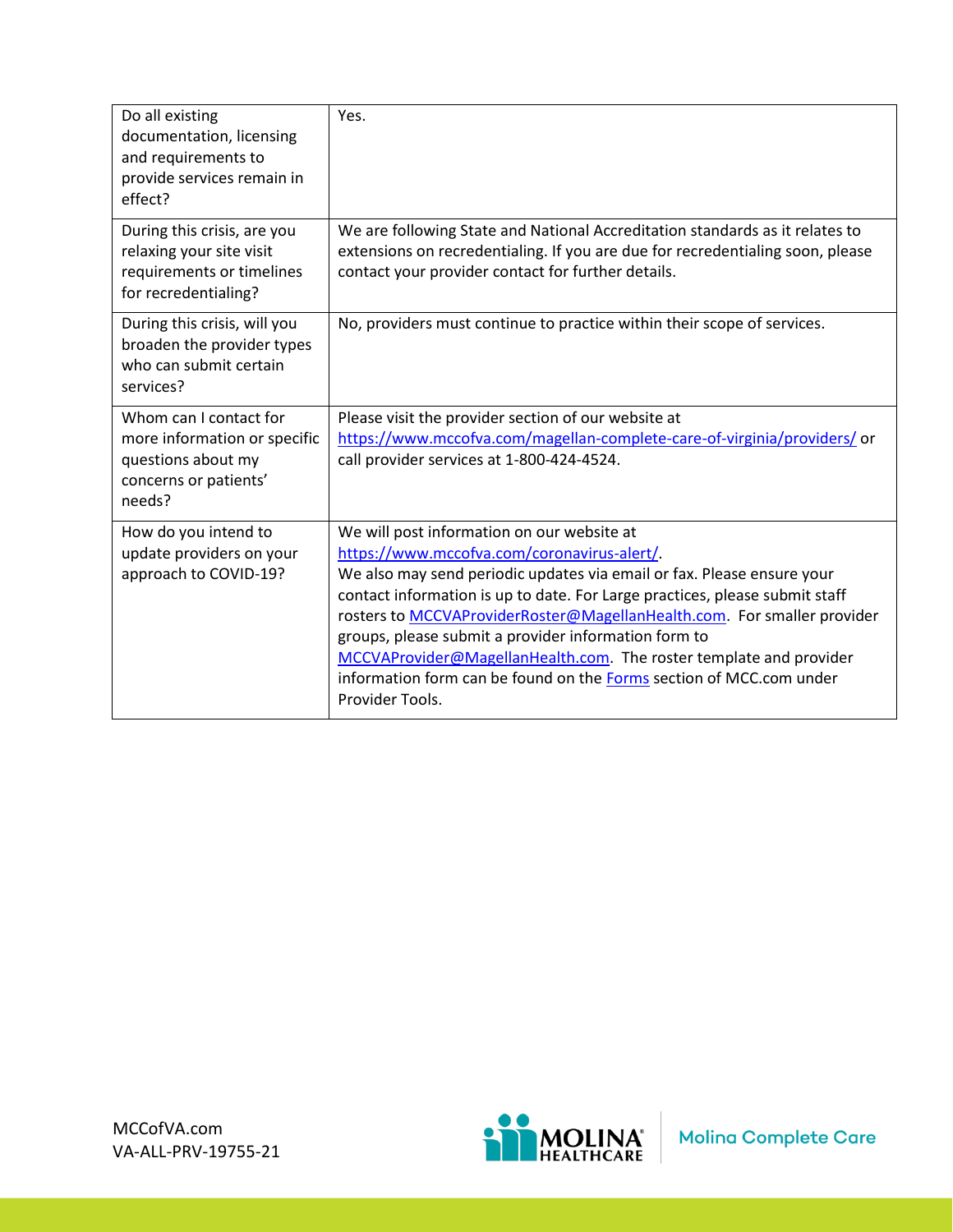| | |
|---|---|
| Do all existing documentation, licensing and requirements to provide services remain in effect? | Yes. |
| During this crisis, are you relaxing your site visit requirements or timelines for recredentialing? | We are following State and National Accreditation standards as it relates to extensions on recredentialing. If you are due for recredentialing soon, please contact your provider contact for further details. |
| During this crisis, will you broaden the provider types who can submit certain services? | No, providers must continue to practice within their scope of services. |
| Whom can I contact for more information or specific questions about my concerns or patients' needs? | Please visit the provider section of our website at https://www.mccofva.com/magellan-complete-care-of-virginia/providers/ or call provider services at 1-800-424-4524. |
| How do you intend to update providers on your approach to COVID-19? | We will post information on our website at https://www.mccofva.com/coronavirus-alert/. We also may send periodic updates via email or fax. Please ensure your contact information is up to date. For Large practices, please submit staff rosters to MCCVAProviderRoster@MagellanHealth.com. For smaller provider groups, please submit a provider information form to MCCVAProvider@MagellanHealth.com. The roster template and provider information form can be found on the Forms section of MCC.com under Provider Tools. |

MCCofVA.com
VA-ALL-PRV-19755-21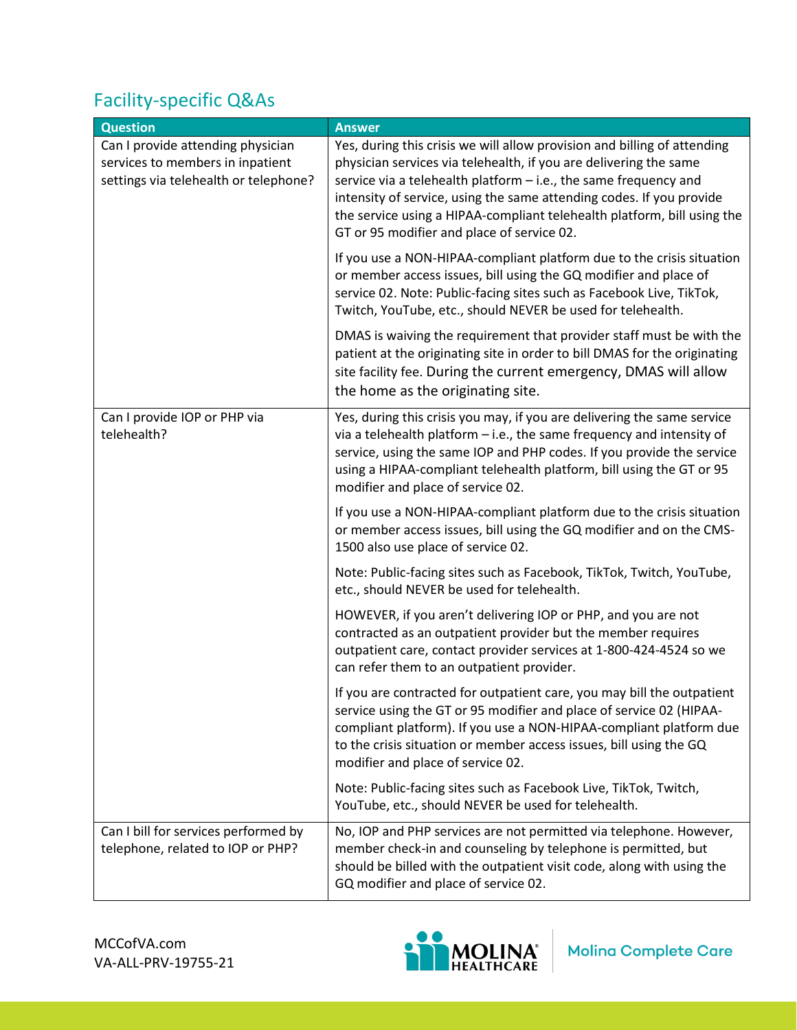## Facility-specific Q&As

| Question | Answer |
|---|---|
| Can I provide attending physician services to members in inpatient settings via telehealth or telephone? | Yes, during this crisis we will allow provision and billing of attending physician services via telehealth, if you are delivering the same service via a telehealth platform – i.e., the same frequency and intensity of service, using the same attending codes. If you provide the service using a HIPAA-compliant telehealth platform, bill using the GT or 95 modifier and place of service 02.<br><br>If you use a NON-HIPAA-compliant platform due to the crisis situation or member access issues, bill using the GQ modifier and place of service 02. Note: Public-facing sites such as Facebook Live, TikTok, Twitch, YouTube, etc., should NEVER be used for telehealth.<br><br>DMAS is waiving the requirement that provider staff must be with the patient at the originating site in order to bill DMAS for the originating site facility fee. During the current emergency, DMAS will allow the home as the originating site. |
| Can I provide IOP or PHP via telehealth? | Yes, during this crisis you may, if you are delivering the same service via a telehealth platform – i.e., the same frequency and intensity of service, using the same IOP and PHP codes. If you provide the service using a HIPAA-compliant telehealth platform, bill using the GT or 95 modifier and place of service 02.<br><br>If you use a NON-HIPAA-compliant platform due to the crisis situation or member access issues, bill using the GQ modifier and on the CMS-1500 also use place of service 02.<br><br>Note: Public-facing sites such as Facebook, TikTok, Twitch, YouTube, etc., should NEVER be used for telehealth.<br><br>HOWEVER, if you aren't delivering IOP or PHP, and you are not contracted as an outpatient provider but the member requires outpatient care, contact provider services at 1-800-424-4524 so we can refer them to an outpatient provider.<br><br>If you are contracted for outpatient care, you may bill the outpatient service using the GT or 95 modifier and place of service 02 (HIPAA-compliant platform). If you use a NON-HIPAA-compliant platform due to the crisis situation or member access issues, bill using the GQ modifier and place of service 02.<br><br>Note: Public-facing sites such as Facebook Live, TikTok, Twitch, YouTube, etc., should NEVER be used for telehealth. |
| Can I bill for services performed by telephone, related to IOP or PHP? | No, IOP and PHP services are not permitted via telephone. However, member check-in and counseling by telephone is permitted, but should be billed with the outpatient visit code, along with using the GQ modifier and place of service 02. |

MCCofVA.com
VA-ALL-PRV-19755-21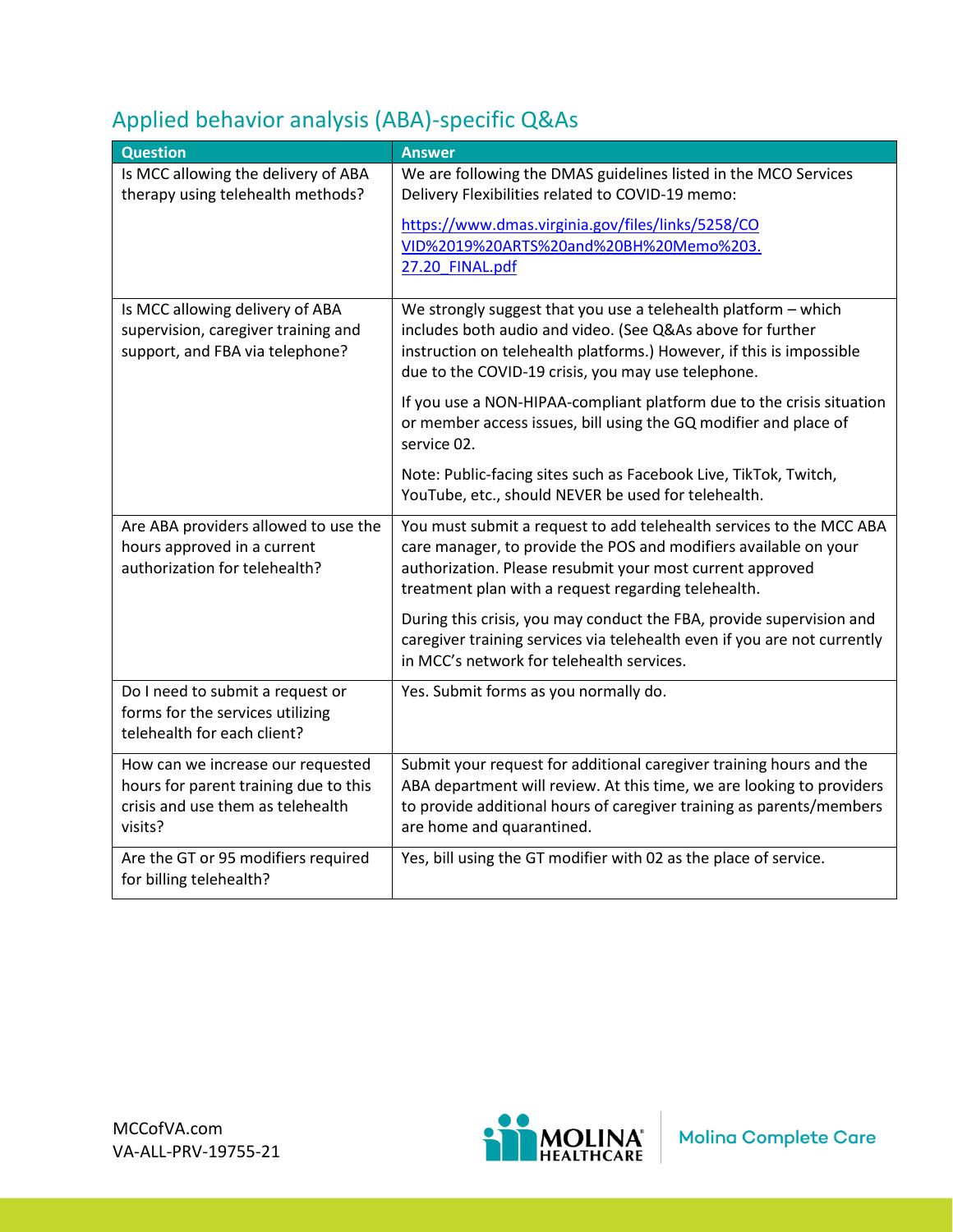## Applied behavior analysis (ABA)-specific Q&As

| Question | Answer |
| --- | --- |
| Is MCC allowing the delivery of ABA therapy using telehealth methods? | We are following the DMAS guidelines listed in the MCO Services Delivery Flexibilities related to COVID-19 memo:<br><br>https://www.dmas.virginia.gov/files/links/5258/COVID%2019%20ARTS%20and%20BH%20Memo%203.27.20_FINAL.pdf |
| Is MCC allowing delivery of ABA supervision, caregiver training and support, and FBA via telephone? | We strongly suggest that you use a telehealth platform – which includes both audio and video. (See Q&As above for further instruction on telehealth platforms.) However, if this is impossible due to the COVID-19 crisis, you may use telephone.<br><br>If you use a NON-HIPAA-compliant platform due to the crisis situation or member access issues, bill using the GQ modifier and place of service 02.<br><br>Note: Public-facing sites such as Facebook Live, TikTok, Twitch, YouTube, etc., should NEVER be used for telehealth. |
| Are ABA providers allowed to use the hours approved in a current authorization for telehealth? | You must submit a request to add telehealth services to the MCC ABA care manager, to provide the POS and modifiers available on your authorization. Please resubmit your most current approved treatment plan with a request regarding telehealth.<br><br>During this crisis, you may conduct the FBA, provide supervision and caregiver training services via telehealth even if you are not currently in MCC's network for telehealth services. |
| Do I need to submit a request or forms for the services utilizing telehealth for each client? | Yes. Submit forms as you normally do. |
| How can we increase our requested hours for parent training due to this crisis and use them as telehealth visits? | Submit your request for additional caregiver training hours and the ABA department will review. At this time, we are looking to providers to provide additional hours of caregiver training as parents/members are home and quarantined. |
| Are the GT or 95 modifiers required for billing telehealth? | Yes, bill using the GT modifier with 02 as the place of service. |

MCCofVA.com
VA-ALL-PRV-19755-21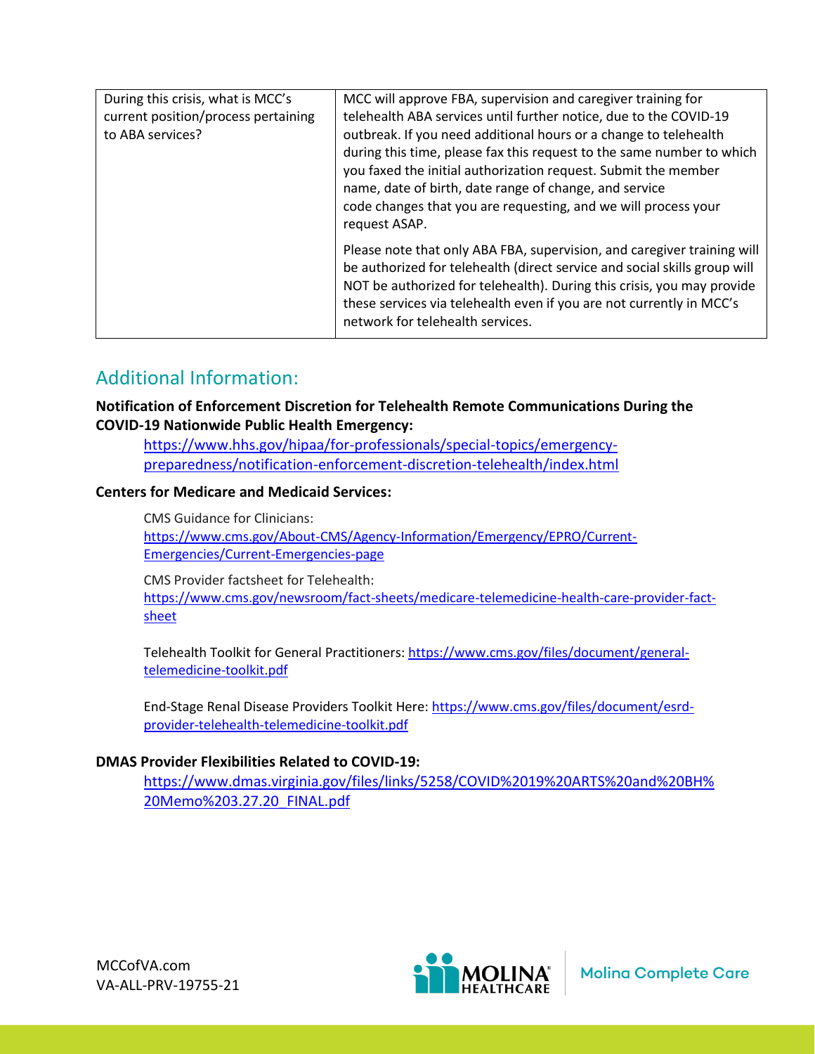| | |
|---|---|
| During this crisis, what is MCC's current position/process pertaining to ABA services? | MCC will approve FBA, supervision and caregiver training for telehealth ABA services until further notice, due to the COVID-19 outbreak. If you need additional hours or a change to telehealth during this time, please fax this request to the same number to which you faxed the initial authorization request. Submit the member name, date of birth, date range of change, and service code changes that you are requesting, and we will process your request ASAP.<br><br>Please note that only ABA FBA, supervision, and caregiver training will be authorized for telehealth (direct service and social skills group will NOT be authorized for telehealth). During this crisis, you may provide these services via telehealth even if you are not currently in MCC's network for telehealth services. |

## Additional Information:

**Notification of Enforcement Discretion for Telehealth Remote Communications During the COVID-19 Nationwide Public Health Emergency:**

https://www.hhs.gov/hipaa/for-professionals/special-topics/emergency-preparedness/notification-enforcement-discretion-telehealth/index.html

**Centers for Medicare and Medicaid Services:**

CMS Guidance for Clinicians:
https://www.cms.gov/About-CMS/Agency-Information/Emergency/EPRO/Current-Emergencies/Current-Emergencies-page

CMS Provider factsheet for Telehealth:
https://www.cms.gov/newsroom/fact-sheets/medicare-telemedicine-health-care-provider-fact-sheet

Telehealth Toolkit for General Practitioners: https://www.cms.gov/files/document/general-telemedicine-toolkit.pdf

End-Stage Renal Disease Providers Toolkit Here: https://www.cms.gov/files/document/esrd-provider-telehealth-telemedicine-toolkit.pdf

**DMAS Provider Flexibilities Related to COVID-19:**

https://www.dmas.virginia.gov/files/links/5258/COVID%2019%20ARTS%20and%20BH%20Memo%203.27.20_FINAL.pdf

MCCofVA.com
VA-ALL-PRV-19755-21